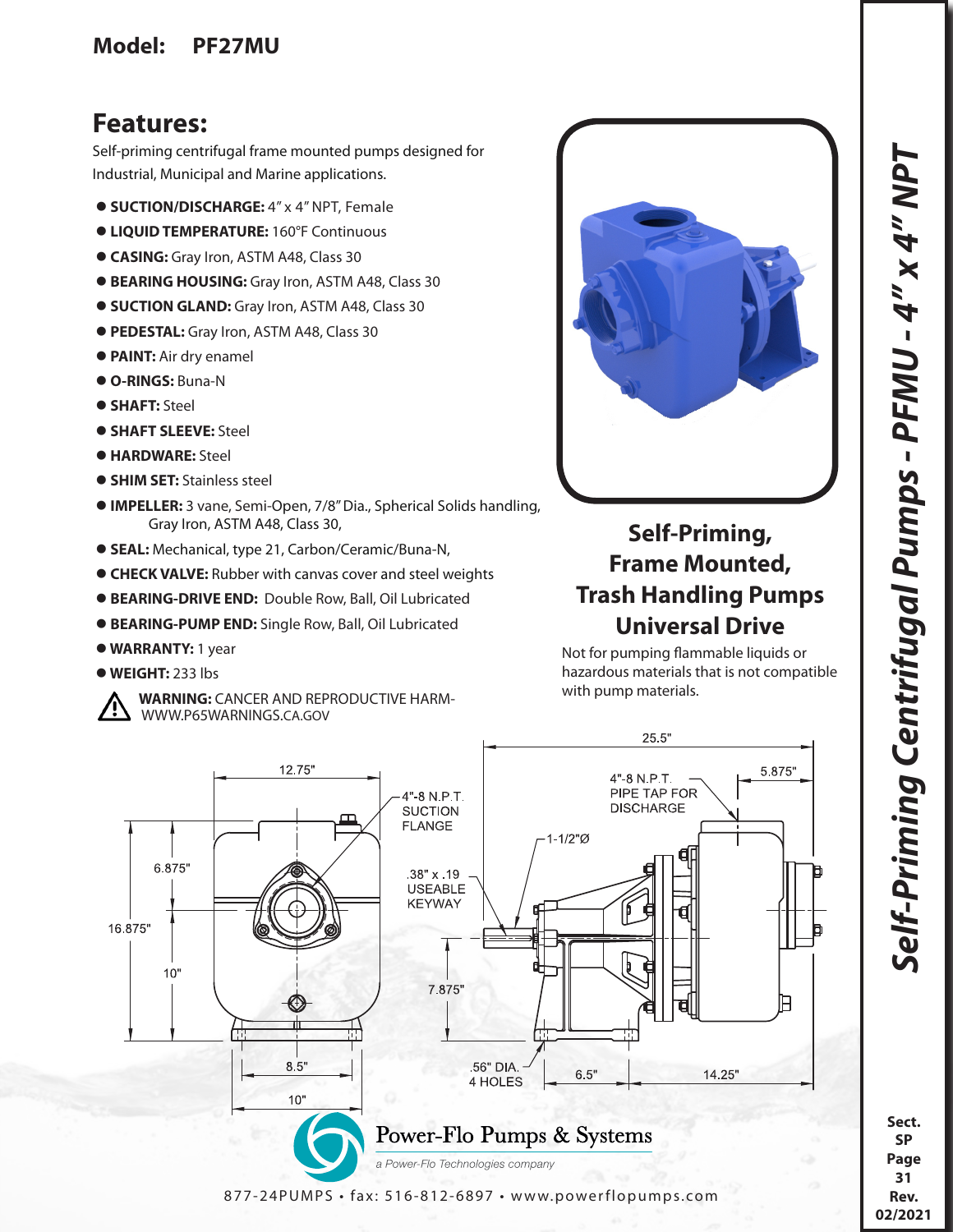**Model: PF27MU**

# Self-Priming Centrifugal Pumps - PFMU - 4" x 4" NPT

## Features:

Self-priming centrifugal frame mounted pumps designed for Industrial, Municipal and Marine applications.

- **SUCTION/DISCHARGE:** 4" x 4" NPT, Female
- **LIQUID TEMPERATURE:** 160°F Continuous
- **CASING:** Gray Iron, ASTM A48, Class 30
- **BEARING HOUSING:** Gray Iron, ASTM A48, Class 30
- **SUCTION GLAND:** Gray Iron, ASTM A48, Class 30
- **PEDESTAL:** Gray Iron, ASTM A48, Class 30
- **PAINT:** Air dry enamel
- **O-RINGS:** Buna-N
- **SHAFT:** Steel
- **SHAFT SLEEVE:** Steel
- **HARDWARE:** Steel
- **SHIM SET:** Stainless steel
- **IMPELLER:** 3 vane, Semi-Open, 7/8" Dia., Spherical Solids handling, Gray Iron, ASTM A48, Class 30,
- **SEAL:** Mechanical, type 21, Carbon/Ceramic/Buna-N,
- **CHECK VALVE:** Rubber with canvas cover and steel weights
- **BEARING-DRIVE END:** Double Row, Ball, Oil Lubricated
- **BEARING-PUMP END:** Single Row, Ball, Oil Lubricated
- **WARRANTY:** 1 year
- **WEIGHT:** 233 lbs

**WARNING:** CANCER AND REPRODUCTIVE HARM- WWW.P65WARNINGS.CA.GOV

## Self-Priming, Frame Mounted, Trash Handling Pumps Universal Drive

Not for pumping flammable liquids or hazardous materials that is not compatible with pump materials.

12.75" | 6.875" | 16.875" | 10" | 8.5" | 10" | 4"-8 N.P.T. SUCTION FLANGE | .38" x .19 USEABLE KEYWAY | 7.875" | .56" DIA. 4 HOLES | 1-1/2"Ø | 25.5" | 4"-8 N.P.T. PIPE TAP FOR DISCHARGE | 5.875" | 6.5" | 14.25"

Power-Flo Pumps & Systems

a Power-Flo Technologies company

877-24PUMPS • fax: 516-812-6897 • www.powerflopumps.com

Sect. SP Page 31 Rev. 02/2021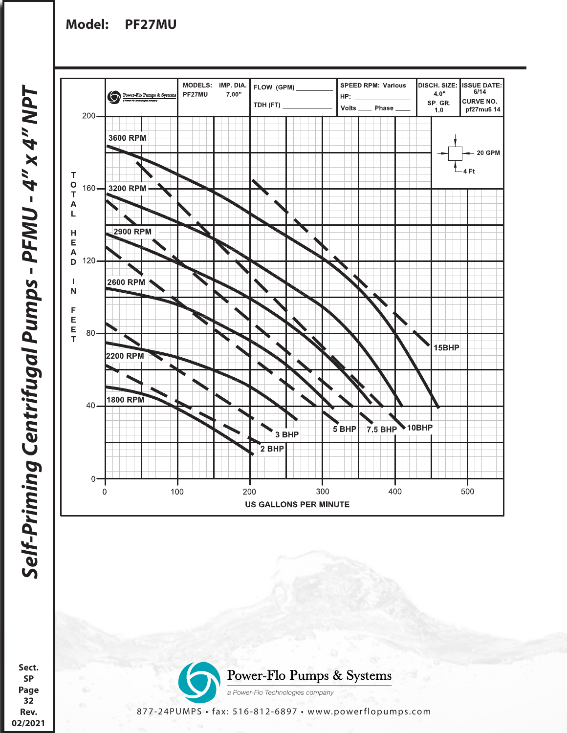# Model: PF27MU

Power-Flo Pumps & Systems
a Power-Flo Technologies company

| MODELS: | IMP. DIA. | FLOW (GPM) | SPEED RPM: Various | DISCH. SIZE: | ISSUE DATE: |
|---|---|---|---|---|---|
| PF27MU | 7.00" | TDH (FT) | HP: | 4.0" | 6/14 |
| | | | Volts ____ Phase ____ | SP. GR. 1.0 | CURVE NO. pf27mu6 14 |

3600 RPM
3200 RPM
2900 RPM
2600 RPM
2200 RPM
1800 RPM

2 BHP
3 BHP
5 BHP
7.5 BHP
10BHP
15BHP

20 GPM
4 Ft

TOTAL HEAD IN FEET

0
40
80
120
160
200

0
100
200
300
400
500

US GALLONS PER MINUTE

Power-Flo Pumps & Systems
a Power-Flo Technologies company

877-24PUMPS • fax: 516-812-6897 • www.powerflopumps.com